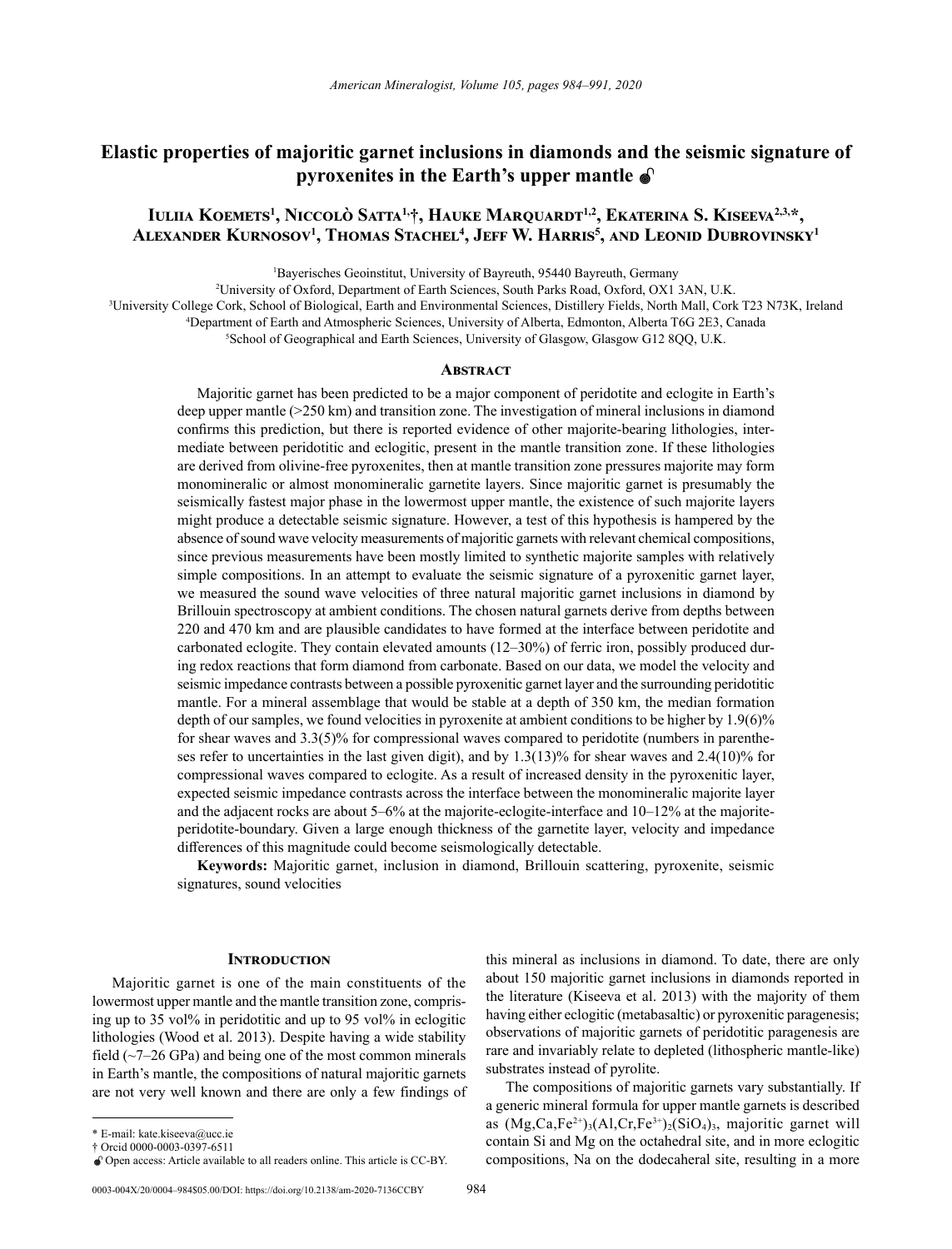# Elastic properties of majoritic garnet inclusions in diamonds and the seismic signature of pyroxenites in the Earth's upper mantle

**Iuliia Koemets[1], Niccolò Satta[1,†], Hauke Marquardt[1,2], Ekaterina S. Kiseeva[2,3,*], Alexander Kurnosov[1], Thomas Stachel[4], Jeff W. Harris[5], and Leonid Dubrovinsky[1]**

[1]Bayerisches Geoinstitut, University of Bayreuth, 95440 Bayreuth, Germany
[2]University of Oxford, Department of Earth Sciences, South Parks Road, Oxford, OX1 3AN, U.K.
[3]University College Cork, School of Biological, Earth and Environmental Sciences, Distillery Fields, North Mall, Cork T23 N73K, Ireland
[4]Department of Earth and Atmospheric Sciences, University of Alberta, Edmonton, Alberta T6G 2E3, Canada
[5]School of Geographical and Earth Sciences, University of Glasgow, Glasgow G12 8QQ, U.K.

## Abstract

Majoritic garnet has been predicted to be a major component of peridotite and eclogite in Earth's deep upper mantle (>250 km) and transition zone. The investigation of mineral inclusions in diamond confirms this prediction, but there is reported evidence of other majorite-bearing lithologies, intermediate between peridotitic and eclogitic, present in the mantle transition zone. If these lithologies are derived from olivine-free pyroxenites, then at mantle transition zone pressures majorite may form monomineralic or almost monomineralic garnetite layers. Since majoritic garnet is presumably the seismically fastest major phase in the lowermost upper mantle, the existence of such majorite layers might produce a detectable seismic signature. However, a test of this hypothesis is hampered by the absence of sound wave velocity measurements of majoritic garnets with relevant chemical compositions, since previous measurements have been mostly limited to synthetic majorite samples with relatively simple compositions. In an attempt to evaluate the seismic signature of a pyroxenitic garnet layer, we measured the sound wave velocities of three natural majoritic garnet inclusions in diamond by Brillouin spectroscopy at ambient conditions. The chosen natural garnets derive from depths between 220 and 470 km and are plausible candidates to have formed at the interface between peridotite and carbonated eclogite. They contain elevated amounts (12–30%) of ferric iron, possibly produced during redox reactions that form diamond from carbonate. Based on our data, we model the velocity and seismic impedance contrasts between a possible pyroxenitic garnet layer and the surrounding peridotitic mantle. For a mineral assemblage that would be stable at a depth of 350 km, the median formation depth of our samples, we found velocities in pyroxenite at ambient conditions to be higher by 1.9(6)% for shear waves and 3.3(5)% for compressional waves compared to peridotite (numbers in parentheses refer to uncertainties in the last given digit), and by 1.3(13)% for shear waves and 2.4(10)% for compressional waves compared to eclogite. As a result of increased density in the pyroxenitic layer, expected seismic impedance contrasts across the interface between the monomineralic majorite layer and the adjacent rocks are about 5–6% at the majorite-eclogite-interface and 10–12% at the majorite-peridotite-boundary. Given a large enough thickness of the garnetite layer, velocity and impedance differences of this magnitude could become seismologically detectable.

**Keywords:** Majoritic garnet, inclusion in diamond, Brillouin scattering, pyroxenite, seismic signatures, sound velocities

## Introduction

Majoritic garnet is one of the main constituents of the lowermost upper mantle and the mantle transition zone, comprising up to 35 vol% in peridotitic and up to 95 vol% in eclogitic lithologies (Wood et al. 2013). Despite having a wide stability field (~7–26 GPa) and being one of the most common minerals in Earth's mantle, the compositions of natural majoritic garnets are not very well known and there are only a few findings of this mineral as inclusions in diamond. To date, there are only about 150 majoritic garnet inclusions in diamonds reported in the literature (Kiseeva et al. 2013) with the majority of them having either eclogitic (metabasaltic) or pyroxenitic paragenesis; observations of majoritic garnets of peridotitic paragenesis are rare and invariably relate to depleted (lithospheric mantle-like) substrates instead of pyrolite.

The compositions of majoritic garnets vary substantially. If a generic mineral formula for upper mantle garnets is described as $(Mg,Ca,Fe^{2+})_3(Al,Cr,Fe^{3+})_2(SiO_4)_3$, majoritic garnet will contain Si and Mg on the octahedral site, and in more eclogitic compositions, Na on the dodecaheral site, resulting in a more

* E-mail: kate.kiseeva@ucc.ie
† Orcid 0000-0003-0397-6511
Open access: Article available to all readers online. This article is CC-BY.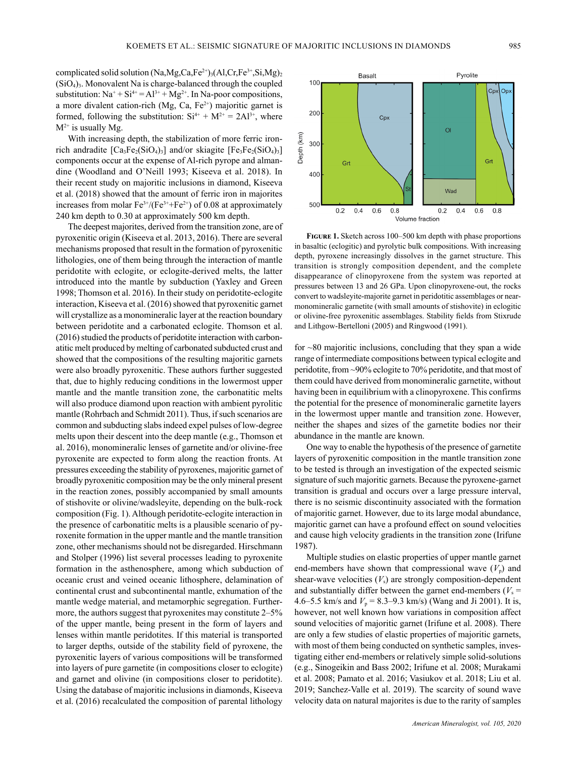complicated solid solution $(Na,Mg,Ca,Fe^{2+})_3(Al,Cr,Fe^{3+},Si,Mg)_2(SiO_4)_3$. Monovalent Na is charge-balanced through the coupled substitution: $Na^+ + Si^{4+} = Al^{3+} + Mg^{2+}$. In Na-poor compositions, a more divalent cation-rich (Mg, Ca, $Fe^{2+}$) majoritic garnet is formed, following the substitution: $Si^{4+} + M^{2+} = 2Al^{3+}$, where $M^{2+}$ is usually Mg.

With increasing depth, the stabilization of more ferric iron-rich andradite $[Ca_3Fe_2(SiO_4)_3]$ and/or skiagite $[Fe_3Fe_2(SiO_4)_3]$ components occur at the expense of Al-rich pyrope and almandine (Woodland and O'Neill 1993; Kiseeva et al. 2018). In their recent study on majoritic inclusions in diamond, Kiseeva et al. (2018) showed that the amount of ferric iron in majorites increases from molar $Fe^{3+}/(Fe^{3+}+Fe^{2+})$ of 0.08 at approximately 240 km depth to 0.30 at approximately 500 km depth.

The deepest majorites, derived from the transition zone, are of pyroxenitic origin (Kiseeva et al. 2013, 2016). There are several mechanisms proposed that result in the formation of pyroxenitic lithologies, one of them being through the interaction of mantle peridotite with eclogite, or eclogite-derived melts, the latter introduced into the mantle by subduction (Yaxley and Green 1998; Thomson et al. 2016). In their study on peridotite-eclogite interaction, Kiseeva et al. (2016) showed that pyroxenitic garnet will crystallize as a monomineralic layer at the reaction boundary between peridotite and a carbonated eclogite. Thomson et al. (2016) studied the products of peridotite interaction with carbonatitic melt produced by melting of carbonated subducted crust and showed that the compositions of the resulting majoritic garnets were also broadly pyroxenitic. These authors further suggested that, due to highly reducing conditions in the lowermost upper mantle and the mantle transition zone, the carbonatitic melts will also produce diamond upon reaction with ambient pyrolitic mantle (Rohrbach and Schmidt 2011). Thus, if such scenarios are common and subducting slabs indeed expel pulses of low-degree melts upon their descent into the deep mantle (e.g., Thomson et al. 2016), monomineralic lenses of garnetite and/or olivine-free pyroxenite are expected to form along the reaction fronts. At pressures exceeding the stability of pyroxenes, majoritic garnet of broadly pyroxenitic composition may be the only mineral present in the reaction zones, possibly accompanied by small amounts of stishovite or olivine/wadsleyite, depending on the bulk-rock composition (Fig. 1). Although peridotite-eclogite interaction in the presence of carbonatitic melts is a plausible scenario of pyroxenite formation in the upper mantle and the mantle transition zone, other mechanisms should not be disregarded. Hirschmann and Stolper (1996) list several processes leading to pyroxenite formation in the asthenosphere, among which subduction of oceanic crust and veined oceanic lithosphere, delamination of continental crust and subcontinental mantle, exhumation of the mantle wedge material, and metamorphic segregation. Furthermore, the authors suggest that pyroxenites may constitute 2–5% of the upper mantle, being present in the form of layers and lenses within mantle peridotites. If this material is transported to larger depths, outside of the stability field of pyroxene, the pyroxenitic layers of various compositions will be transformed into layers of pure garnetite (in compositions closer to eclogite) and garnet and olivine (in compositions closer to peridotite). Using the database of majoritic inclusions in diamonds, Kiseeva et al. (2016) recalculated the composition of parental lithology for ~80 majoritic inclusions, concluding that they span a wide range of intermediate compositions between typical eclogite and peridotite, from ~90% eclogite to 70% peridotite, and that most of them could have derived from monomineralic garnetite, without having been in equilibrium with a clinopyroxene. This confirms the potential for the presence of monomineralic garnetite layers in the lowermost upper mantle and transition zone. However, neither the shapes and sizes of the garnetite bodies nor their abundance in the mantle are known.

**Figure 1.** Sketch across 100–500 km depth with phase proportions in basaltic (eclogitic) and pyrolytic bulk compositions. With increasing depth, pyroxene increasingly dissolves in the garnet structure. This transition is strongly composition dependent, and the complete disappearance of clinopyroxene from the system was reported at pressures between 13 and 26 GPa. Upon clinopyroxene-out, the rocks convert to wadsleyite-majorite garnet in peridotitic assemblages or near-monomineralic garnetite (with small amounts of stishovite) in eclogitic or olivine-free pyroxenitic assemblages. Stability fields from Stixrude and Lithgow-Bertelloni (2005) and Ringwood (1991).

One way to enable the hypothesis of the presence of garnetite layers of pyroxenitic composition in the mantle transition zone to be tested is through an investigation of the expected seismic signature of such majoritic garnets. Because the pyroxene-garnet transition is gradual and occurs over a large pressure interval, there is no seismic discontinuity associated with the formation of majoritic garnet. However, due to its large modal abundance, majoritic garnet can have a profound effect on sound velocities and cause high velocity gradients in the transition zone (Irifune 1987).

Multiple studies on elastic properties of upper mantle garnet end-members have shown that compressional wave ($V_p$) and shear-wave velocities ($V_s$) are strongly composition-dependent and substantially differ between the garnet end-members ($V_s$ = 4.6–5.5 km/s and $V_p$ = 8.3–9.3 km/s) (Wang and Ji 2001). It is, however, not well known how variations in composition affect sound velocities of majoritic garnet (Irifune et al. 2008). There are only a few studies of elastic properties of majoritic garnets, with most of them being conducted on synthetic samples, investigating either end-members or relatively simple solid-solutions (e.g., Sinogeikin and Bass 2002; Irifune et al. 2008; Murakami et al. 2008; Pamato et al. 2016; Vasiukov et al. 2018; Liu et al. 2019; Sanchez-Valle et al. 2019). The scarcity of sound wave velocity data on natural majorites is due to the rarity of samples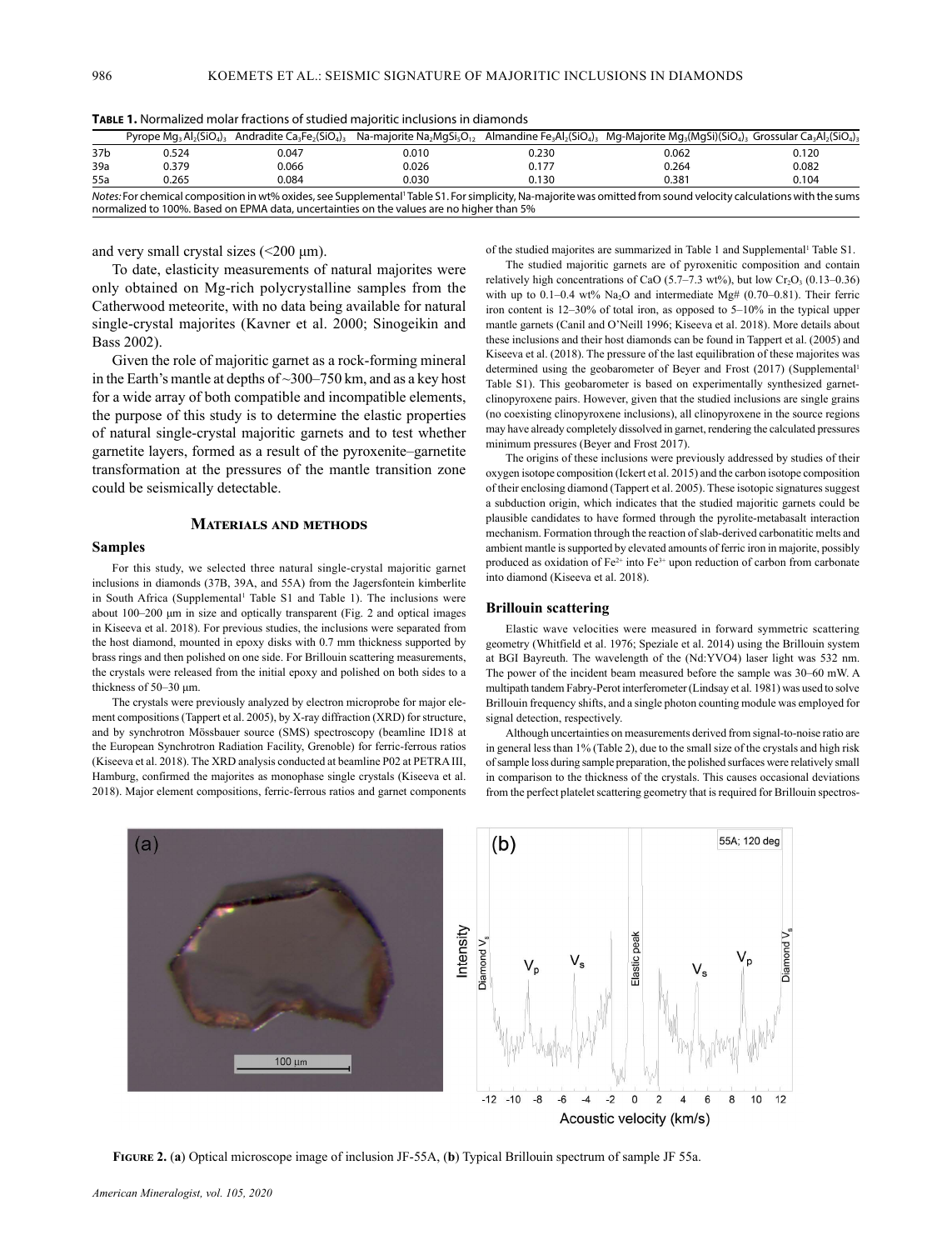**Table 1.** Normalized molar fractions of studied majoritic inclusions in diamonds

| | Pyrope $Mg_3Al_2(SiO_4)_3$ | Andradite $Ca_3Fe_2(SiO_4)_3$ | Na-majorite $Na_2MgSi_5O_{12}$ | Almandine $Fe_3Al_2(SiO_4)_3$ | Mg-Majorite $Mg_3(MgSi)(SiO_4)_3$ | Grossular $Ca_3Al_2(SiO_4)_3$ |
|---|---|---|---|---|---|---|
| 37b | 0.524 | 0.047 | 0.010 | 0.230 | 0.062 | 0.120 |
| 39a | 0.379 | 0.066 | 0.026 | 0.177 | 0.264 | 0.082 |
| 55a | 0.265 | 0.084 | 0.030 | 0.130 | 0.381 | 0.104 |

*Notes:* For chemical composition in wt% oxides, see Supplemental[1] Table S1. For simplicity, Na-majorite was omitted from sound velocity calculations with the sums normalized to 100%. Based on EPMA data, uncertainties on the values are no higher than 5%

and very small crystal sizes (<200 μm).

To date, elasticity measurements of natural majorites were only obtained on Mg-rich polycrystalline samples from the Catherwood meteorite, with no data being available for natural single-crystal majorites (Kavner et al. 2000; Sinogeikin and Bass 2002).

Given the role of majoritic garnet as a rock-forming mineral in the Earth's mantle at depths of ~300–750 km, and as a key host for a wide array of both compatible and incompatible elements, the purpose of this study is to determine the elastic properties of natural single-crystal majoritic garnets and to test whether garnetite layers, formed as a result of the pyroxenite–garnetite transformation at the pressures of the mantle transition zone could be seismically detectable.

## Materials and methods

### Samples

For this study, we selected three natural single-crystal majoritic garnet inclusions in diamonds (37B, 39A, and 55A) from the Jagersfontein kimberlite in South Africa (Supplemental[1] Table S1 and Table 1). The inclusions were about 100–200 μm in size and optically transparent (Fig. 2 and optical images in Kiseeva et al. 2018). For previous studies, the inclusions were separated from the host diamond, mounted in epoxy disks with 0.7 mm thickness supported by brass rings and then polished on one side. For Brillouin scattering measurements, the crystals were released from the initial epoxy and polished on both sides to a thickness of 50–30 μm.

The crystals were previously analyzed by electron microprobe for major element compositions (Tappert et al. 2005), by X-ray diffraction (XRD) for structure, and by synchrotron Mössbauer source (SMS) spectroscopy (beamline ID18 at the European Synchrotron Radiation Facility, Grenoble) for ferric-ferrous ratios (Kiseeva et al. 2018). The XRD analysis conducted at beamline P02 at PETRA III, Hamburg, confirmed the majorites as monophase single crystals (Kiseeva et al. 2018). Major element compositions, ferric-ferrous ratios and garnet components of the studied majorites are summarized in Table 1 and Supplemental[1] Table S1.

The studied majoritic garnets are of pyroxenitic composition and contain relatively high concentrations of CaO (5.7–7.3 wt%), but low $Cr_2O_3$ (0.13–0.36) with up to 0.1–0.4 wt% $Na_2O$ and intermediate Mg# (0.70–0.81). Their ferric iron content is 12–30% of total iron, as opposed to 5–10% in the typical upper mantle garnets (Canil and O'Neill 1996; Kiseeva et al. 2018). More details about these inclusions and their host diamonds can be found in Tappert et al. (2005) and Kiseeva et al. (2018). The pressure of the last equilibration of these majorites was determined using the geobarometer of Beyer and Frost (2017) (Supplemental[1] Table S1). This geobarometer is based on experimentally synthesized garnet-clinopyroxene pairs. However, given that the studied inclusions are single grains (no coexisting clinopyroxene inclusions), all clinopyroxene in the source regions may have already completely dissolved in garnet, rendering the calculated pressures minimum pressures (Beyer and Frost 2017).

The origins of these inclusions were previously addressed by studies of their oxygen isotope composition (Ickert et al. 2015) and the carbon isotope composition of their enclosing diamond (Tappert et al. 2005). These isotopic signatures suggest a subduction origin, which indicates that the studied majoritic garnets could be plausible candidates to have formed through the pyrolite-metabasalt interaction mechanism. Formation through the reaction of slab-derived carbonatitic melts and ambient mantle is supported by elevated amounts of ferric iron in majorite, possibly produced as oxidation of $Fe^{2+}$ into $Fe^{3+}$ upon reduction of carbon from carbonate into diamond (Kiseeva et al. 2018).

### Brillouin scattering

Elastic wave velocities were measured in forward symmetric scattering geometry (Whitfield et al. 1976; Speziale et al. 2014) using the Brillouin system at BGI Bayreuth. The wavelength of the (Nd:YVO4) laser light was 532 nm. The power of the incident beam measured before the sample was 30–60 mW. A multipath tandem Fabry-Perot interferometer (Lindsay et al. 1981) was used to solve Brillouin frequency shifts, and a single photon counting module was employed for signal detection, respectively.

Although uncertainties on measurements derived from signal-to-noise ratio are in general less than 1% (Table 2), due to the small size of the crystals and high risk of sample loss during sample preparation, the polished surfaces were relatively small in comparison to the thickness of the crystals. This causes occasional deviations from the perfect platelet scattering geometry that is required for Brillouin spectros-

**Figure 2.** (**a**) Optical microscope image of inclusion JF-55A, (**b**) Typical Brillouin spectrum of sample JF 55a.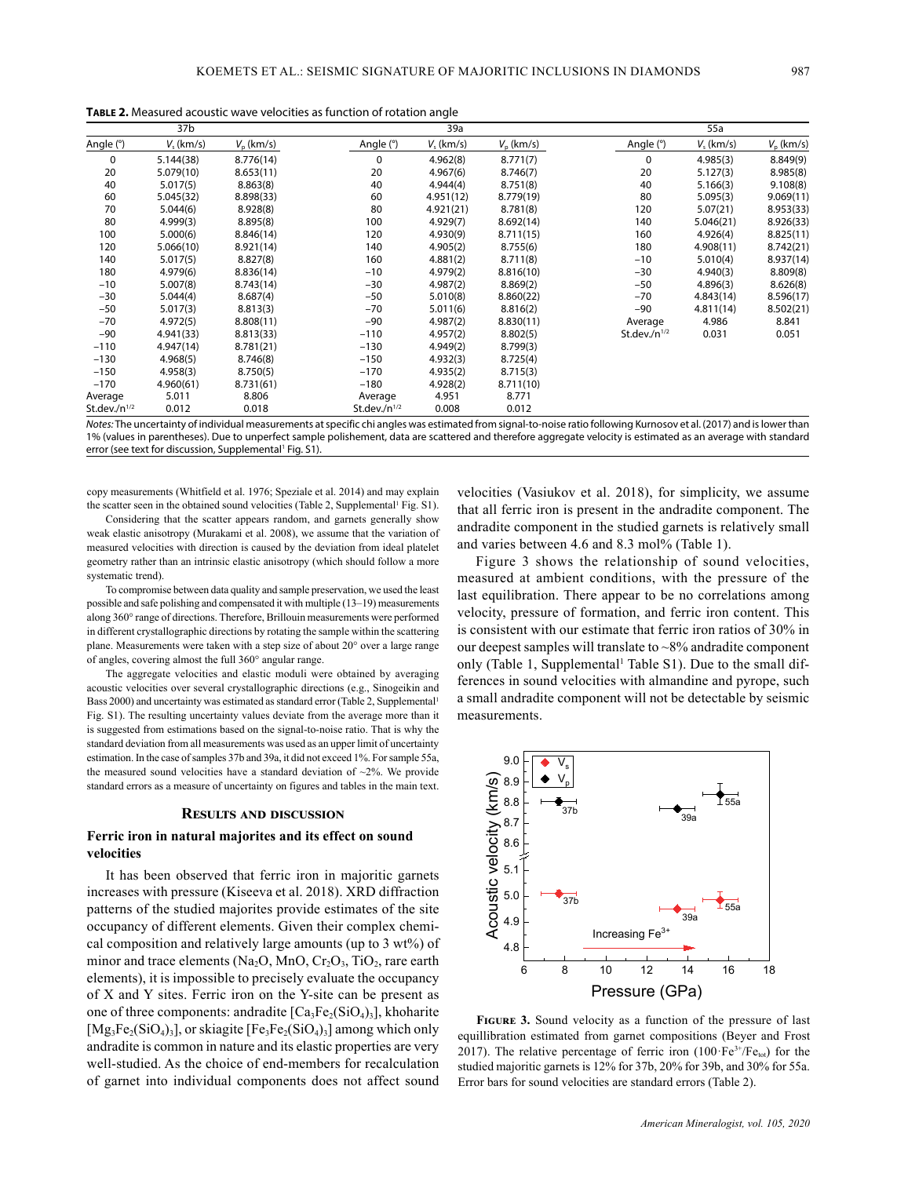**Table 2.** Measured acoustic wave velocities as function of rotation angle

| 37b | | | 39a | | | 55a | | |
|---|---|---|---|---|---|---|---|---|
| Angle (°) | $V_s$ (km/s) | $V_p$ (km/s) | Angle (°) | $V_s$ (km/s) | $V_p$ (km/s) | Angle (°) | $V_s$ (km/s) | $V_p$ (km/s) |
| 0 | 5.144(38) | 8.776(14) | 0 | 4.962(8) | 8.771(7) | 0 | 4.985(3) | 8.849(9) |
| 20 | 5.079(10) | 8.653(11) | 20 | 4.967(6) | 8.746(7) | 20 | 5.127(3) | 8.985(8) |
| 40 | 5.017(5) | 8.863(8) | 40 | 4.944(4) | 8.751(8) | 40 | 5.166(3) | 9.108(8) |
| 60 | 5.045(32) | 8.898(33) | 60 | 4.951(12) | 8.779(19) | 80 | 5.095(3) | 9.069(11) |
| 70 | 5.044(6) | 8.928(8) | 80 | 4.921(21) | 8.781(8) | 120 | 5.07(21) | 8.953(33) |
| 80 | 4.999(3) | 8.895(8) | 100 | 4.929(7) | 8.692(14) | 140 | 5.046(21) | 8.926(33) |
| 100 | 5.000(6) | 8.846(14) | 120 | 4.930(9) | 8.711(15) | 160 | 4.926(4) | 8.825(11) |
| 120 | 5.066(10) | 8.921(14) | 140 | 4.905(2) | 8.755(6) | 180 | 4.908(11) | 8.742(21) |
| 140 | 5.017(5) | 8.827(8) | 160 | 4.881(2) | 8.711(8) | −10 | 5.010(4) | 8.937(14) |
| 180 | 4.979(6) | 8.836(14) | −10 | 4.979(2) | 8.816(10) | −30 | 4.940(3) | 8.809(8) |
| −10 | 5.007(8) | 8.743(14) | −30 | 4.987(2) | 8.869(2) | −50 | 4.896(3) | 8.626(8) |
| −30 | 5.044(4) | 8.687(4) | −50 | 5.010(8) | 8.860(22) | −70 | 4.843(14) | 8.596(17) |
| −50 | 5.017(3) | 8.813(3) | −70 | 5.011(6) | 8.816(2) | −90 | 4.811(14) | 8.502(21) |
| −70 | 4.972(5) | 8.808(11) | −90 | 4.987(2) | 8.830(11) | Average | 4.986 | 8.841 |
| −90 | 4.941(33) | 8.813(33) | −110 | 4.957(2) | 8.802(5) | St.dev./$n^{1/2}$ | 0.031 | 0.051 |
| −110 | 4.947(14) | 8.781(21) | −130 | 4.949(2) | 8.799(3) | | | |
| −130 | 4.968(5) | 8.746(8) | −150 | 4.932(3) | 8.725(4) | | | |
| −150 | 4.958(3) | 8.750(5) | −170 | 4.935(2) | 8.715(3) | | | |
| −170 | 4.960(61) | 8.731(61) | −180 | 4.928(2) | 8.711(10) | | | |
| Average | 5.011 | 8.806 | Average | 4.951 | 8.771 | | | |
| St.dev./$n^{1/2}$ | 0.012 | 0.018 | St.dev./$n^{1/2}$ | 0.008 | 0.012 | | | |

*Notes:* The uncertainty of individual measurements at specific chi angles was estimated from signal-to-noise ratio following Kurnosov et al. (2017) and is lower than 1% (values in parentheses). Due to unperfect sample polishement, data are scattered and therefore aggregate velocity is estimated as an average with standard error (see text for discussion, Supplemental[1] Fig. S1).

copy measurements (Whitfield et al. 1976; Speziale et al. 2014) and may explain the scatter seen in the obtained sound velocities (Table 2, Supplemental[1] Fig. S1).

Considering that the scatter appears random, and garnets generally show weak elastic anisotropy (Murakami et al. 2008), we assume that the variation of measured velocities with direction is caused by the deviation from ideal platelet geometry rather than an intrinsic elastic anisotropy (which should follow a more systematic trend).

To compromise between data quality and sample preservation, we used the least possible and safe polishing and compensated it with multiple (13–19) measurements along 360° range of directions. Therefore, Brillouin measurements were performed in different crystallographic directions by rotating the sample within the scattering plane. Measurements were taken with a step size of about 20° over a large range of angles, covering almost the full 360° angular range.

The aggregate velocities and elastic moduli were obtained by averaging acoustic velocities over several crystallographic directions (e.g., Sinogeikin and Bass 2000) and uncertainty was estimated as standard error (Table 2, Supplemental[1] Fig. S1). The resulting uncertainty values deviate from the average more than it is suggested from estimations based on the signal-to-noise ratio. That is why the standard deviation from all measurements was used as an upper limit of uncertainty estimation. In the case of samples 37b and 39a, it did not exceed 1%. For sample 55a, the measured sound velocities have a standard deviation of ~2%. We provide standard errors as a measure of uncertainty on figures and tables in the main text.

## Results and discussion

### Ferric iron in natural majorites and its effect on sound velocities

It has been observed that ferric iron in majoritic garnets increases with pressure (Kiseeva et al. 2018). XRD diffraction patterns of the studied majorites provide estimates of the site occupancy of different elements. Given their complex chemical composition and relatively large amounts (up to 3 wt%) of minor and trace elements ($Na_2O$, MnO, $Cr_2O_3$, $TiO_2$, rare earth elements), it is impossible to precisely evaluate the occupancy of X and Y sites. Ferric iron on the Y-site can be present as one of three components: andradite [$Ca_3Fe_2(SiO_4)_3$], khoharite [$Mg_3Fe_2(SiO_4)_3$], or skiagite [$Fe_3Fe_2(SiO_4)_3$] among which only andradite is common in nature and its elastic properties are very well-studied. As the choice of end-members for recalculation of garnet into individual components does not affect sound velocities (Vasiukov et al. 2018), for simplicity, we assume that all ferric iron is present in the andradite component. The andradite component in the studied garnets is relatively small and varies between 4.6 and 8.3 mol% (Table 1).

Figure 3 shows the relationship of sound velocities, measured at ambient conditions, with the pressure of the last equilibration. There appear to be no correlations among velocity, pressure of formation, and ferric iron content. This is consistent with our estimate that ferric iron ratios of 30% in our deepest samples will translate to ~8% andradite component only (Table 1, Supplemental[1] Table S1). Due to the small differences in sound velocities with almandine and pyrope, such a small andradite component will not be detectable by seismic measurements.

**Figure 3.** Sound velocity as a function of the pressure of last equillibration estimated from garnet compositions (Beyer and Frost 2017). The relative percentage of ferric iron ($100 \cdot Fe^{3+}/Fe_{tot}$) for the studied majoritic garnets is 12% for 37b, 20% for 39b, and 30% for 55a. Error bars for sound velocities are standard errors (Table 2).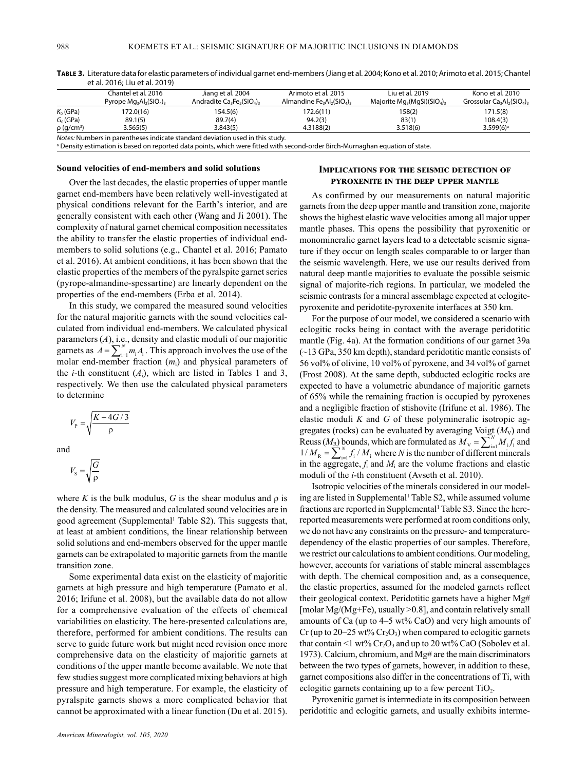**TABLE 3.** Literature data for elastic parameters of individual garnet end-members (Jiang et al. 2004; Kono et al. 2010; Arimoto et al. 2015; Chantel et al. 2016; Liu et al. 2019)

| | Chantel et al. 2016 Pyrope $Mg_3Al_2(SiO_4)_3$ | Jiang et al. 2004 Andradite $Ca_3Fe_2(SiO_4)_3$ | Arimoto et al. 2015 Almandine $Fe_3Al_2(SiO_4)_3$ | Liu et al. 2019 Majorite $Mg_3(MgSi)(SiO_4)_3$ | Kono et al. 2010 Grossular $Ca_3Al_2(SiO_4)_3$ |
|---|---|---|---|---|---|
| $K_0$ (GPa) | 172.0(16) | 154.5(6) | 172.6(11) | 158(2) | 171.5(8) |
| $G_0$ (GPa) | 89.1(5) | 89.7(4) | 94.2(3) | 83(1) | 108.4(3) |
| ρ (g/cm³) | 3.565(5) | 3.843(5) | 4.3188(2) | 3.518(6) | 3.599(6)[a] |

*Notes:* Numbers in parentheses indicate standard deviation used in this study.
[a] Density estimation is based on reported data points, which were fitted with second-order Birch-Murnaghan equation of state.

### Sound velocities of end-members and solid solutions

Over the last decades, the elastic properties of upper mantle garnet end-members have been relatively well-investigated at physical conditions relevant for the Earth's interior, and are generally consistent with each other (Wang and Ji 2001). The complexity of natural garnet chemical composition necessitates the ability to transfer the elastic properties of individual end-members to solid solutions (e.g., Chantel et al. 2016; Pamato et al. 2016). At ambient conditions, it has been shown that the elastic properties of the members of the pyralspite garnet series (pyrope-almandine-spessartine) are linearly dependent on the properties of the end-members (Erba et al. 2014).

In this study, we compared the measured sound velocities for the natural majoritic garnets with the sound velocities calculated from individual end-members. We calculated physical parameters ($A$), i.e., density and elastic moduli of our majoritic garnets as $A = \sum_{i=1}^{N} m_i A_i$. This approach involves the use of the molar end-member fraction ($m_i$) and physical parameters of the $i$-th constituent ($A_i$), which are listed in Tables 1 and 3, respectively. We then use the calculated physical parameters to determine

$$V_P = \sqrt{\frac{K + 4G/3}{\rho}}$$

and

$$V_S = \sqrt{\frac{G}{\rho}}$$

where $K$ is the bulk modulus, $G$ is the shear modulus and ρ is the density. The measured and calculated sound velocities are in good agreement (Supplemental[1] Table S2). This suggests that, at least at ambient conditions, the linear relationship between solid solutions and end-members observed for the upper mantle garnets can be extrapolated to majoritic garnets from the mantle transition zone.

Some experimental data exist on the elasticity of majoritic garnets at high pressure and high temperature (Pamato et al. 2016; Irifune et al. 2008), but the available data do not allow for a comprehensive evaluation of the effects of chemical variabilities on elasticity. The here-presented calculations are, therefore, performed for ambient conditions. The results can serve to guide future work but might need revision once more comprehensive data on the elasticity of majoritic garnets at conditions of the upper mantle become available. We note that few studies suggest more complicated mixing behaviors at high pressure and high temperature. For example, the elasticity of pyralspite garnets shows a more complicated behavior that cannot be approximated with a linear function (Du et al. 2015).

## Implications for the seismic detection of pyroxenite in the deep upper mantle

As confirmed by our measurements on natural majoritic garnets from the deep upper mantle and transition zone, majorite shows the highest elastic wave velocities among all major upper mantle phases. This opens the possibility that pyroxenitic or monomineralic garnet layers lead to a detectable seismic signature if they occur on length scales comparable to or larger than the seismic wavelength. Here, we use our results derived from natural deep mantle majorities to evaluate the possible seismic signal of majorite-rich regions. In particular, we modeled the seismic contrasts for a mineral assemblage expected at eclogite-pyroxenite and peridotite-pyroxenite interfaces at 350 km.

For the purpose of our model, we considered a scenario with eclogitic rocks being in contact with the average peridotitic mantle (Fig. 4a). At the formation conditions of our garnet 39a (~13 GPa, 350 km depth), standard peridotitic mantle consists of 56 vol% of olivine, 10 vol% of pyroxene, and 34 vol% of garnet (Frost 2008). At the same depth, subducted eclogitic rocks are expected to have a volumetric abundance of majoritic garnets of 65% while the remaining fraction is occupied by pyroxenes and a negligible fraction of stishovite (Irifune et al. 1986). The elastic moduli $K$ and $G$ of these polymineralic isotropic aggregates (rocks) can be evaluated by averaging Voigt ($M_V$) and Reuss ($M_R$) bounds, which are formulated as $M_V = \sum_{i=1}^{N} M_i f_i$ and $1/M_R = \sum_{i=1}^{N} f_i / M_i$ where $N$ is the number of different minerals in the aggregate, $f_i$ and $M_i$ are the volume fractions and elastic moduli of the $i$-th constituent (Avseth et al. 2010).

Isotropic velocities of the minerals considered in our modeling are listed in Supplemental[1] Table S2, while assumed volume fractions are reported in Supplemental[1] Table S3. Since the here-reported measurements were performed at room conditions only, we do not have any constraints on the pressure- and temperature-dependency of the elastic properties of our samples. Therefore, we restrict our calculations to ambient conditions. Our modeling, however, accounts for variations of stable mineral assemblages with depth. The chemical composition and, as a consequence, the elastic properties, assumed for the modeled garnets reflect their geological context. Peridotitic garnets have a higher Mg# [molar Mg/(Mg+Fe), usually >0.8], and contain relatively small amounts of Ca (up to 4–5 wt% CaO) and very high amounts of Cr (up to 20–25 wt% $Cr_2O_3$) when compared to eclogitic garnets that contain <1 wt% $Cr_2O_3$ and up to 20 wt% CaO (Sobolev et al. 1973). Calcium, chromium, and Mg# are the main discriminators between the two types of garnets, however, in addition to these, garnet compositions also differ in the concentrations of Ti, with eclogitic garnets containing up to a few percent $TiO_2$.

Pyroxenitic garnet is intermediate in its composition between peridotitic and eclogitic garnets, and usually exhibits interme-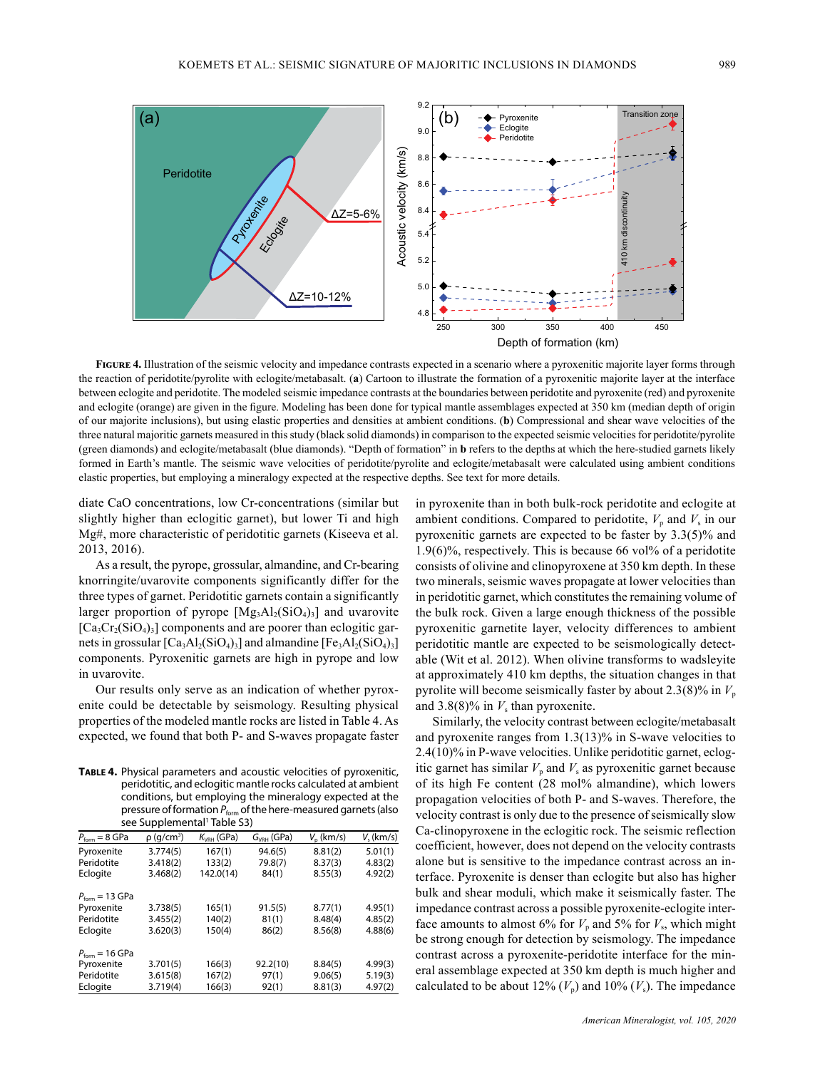**Figure 4.** Illustration of the seismic velocity and impedance contrasts expected in a scenario where a pyroxenitic majorite layer forms through the reaction of peridotite/pyrolite with eclogite/metabasalt. (**a**) Cartoon to illustrate the formation of a pyroxenitic majorite layer at the interface between eclogite and peridotite. The modeled seismic impedance contrasts at the boundaries between peridotite and pyroxenite (red) and pyroxenite and eclogite (orange) are given in the figure. Modeling has been done for typical mantle assemblages expected at 350 km (median depth of origin of our majorite inclusions), but using elastic properties and densities at ambient conditions. (**b**) Compressional and shear wave velocities of the three natural majoritic garnets measured in this study (black solid diamonds) in comparison to the expected seismic velocities for peridotite/pyrolite (green diamonds) and eclogite/metabasalt (blue diamonds). "Depth of formation" in **b** refers to the depths at which the here-studied garnets likely formed in Earth's mantle. The seismic wave velocities of peridotite/pyrolite and eclogite/metabasalt were calculated using ambient conditions elastic properties, but employing a mineralogy expected at the respective depths. See text for more details.

diate CaO concentrations, low Cr-concentrations (similar but slightly higher than eclogitic garnet), but lower Ti and high Mg#, more characteristic of peridotitic garnets (Kiseeva et al. 2013, 2016).

As a result, the pyrope, grossular, almandine, and Cr-bearing knorringite/uvarovite components significantly differ for the three types of garnet. Peridotitic garnets contain a significantly larger proportion of pyrope [$Mg_3Al_2(SiO_4)_3$] and uvarovite [$Ca_3Cr_2(SiO_4)_3$] components and are poorer than eclogitic garnets in grossular [$Ca_3Al_2(SiO_4)_3$] and almandine [$Fe_3Al_2(SiO_4)_3$] components. Pyroxenitic garnets are high in pyrope and low in uvarovite.

Our results only serve as an indication of whether pyroxenite could be detectable by seismology. Resulting physical properties of the modeled mantle rocks are listed in Table 4. As expected, we found that both P- and S-waves propagate faster in pyroxenite than in both bulk-rock peridotite and eclogite at ambient conditions. Compared to peridotite, $V_p$ and $V_s$ in our pyroxenitic garnets are expected to be faster by 3.3(5)% and 1.9(6)%, respectively. This is because 66 vol% of a peridotite consists of olivine and clinopyroxene at 350 km depth. In these two minerals, seismic waves propagate at lower velocities than in peridotitic garnet, which constitutes the remaining volume of the bulk rock. Given a large enough thickness of the possible pyroxenitic garnetite layer, velocity differences to ambient peridotitic mantle are expected to be seismologically detectable (Wit et al. 2012). When olivine transforms to wadsleyite at approximately 410 km depths, the situation changes in that pyrolite will become seismically faster by about 2.3(8)% in $V_p$ and 3.8(8)% in $V_s$ than pyroxenite.

**Table 4.** Physical parameters and acoustic velocities of pyroxenitic, peridotitic, and eclogitic mantle rocks calculated at ambient conditions, but employing the mineralogy expected at the pressure of formation $P_{form}$ of the here-measured garnets (also see Supplemental[1] Table S3)

| $P_{form}$ = 8 GPa | ρ (g/cm³) | $K_{VRH}$ (GPa) | $G_{VRH}$ (GPa) | $V_p$ (km/s) | $V_s$ (km/s) |
|---|---|---|---|---|---|
| Pyroxenite | 3.774(5) | 167(1) | 94.6(5) | 8.81(2) | 5.01(1) |
| Peridotite | 3.418(2) | 133(2) | 79.8(7) | 8.37(3) | 4.83(2) |
| Eclogite | 3.468(2) | 142.0(14) | 84(1) | 8.55(3) | 4.92(2) |
| $P_{form}$ = 13 GPa | | | | | |
| Pyroxenite | 3.738(5) | 165(1) | 91.5(5) | 8.77(1) | 4.95(1) |
| Peridotite | 3.455(2) | 140(2) | 81(1) | 8.48(4) | 4.85(2) |
| Eclogite | 3.620(3) | 150(4) | 86(2) | 8.56(8) | 4.88(6) |
| $P_{form}$ = 16 GPa | | | | | |
| Pyroxenite | 3.701(5) | 166(3) | 92.2(10) | 8.84(5) | 4.99(3) |
| Peridotite | 3.615(8) | 167(2) | 97(1) | 9.06(5) | 5.19(3) |
| Eclogite | 3.719(4) | 166(3) | 92(1) | 8.81(3) | 4.97(2) |

Similarly, the velocity contrast between eclogite/metabasalt and pyroxenite ranges from 1.3(13)% in S-wave velocities to 2.4(10)% in P-wave velocities. Unlike peridotitic garnet, eclogitic garnet has similar $V_p$ and $V_s$ as pyroxenitic garnet because of its high Fe content (28 mol% almandine), which lowers propagation velocities of both P- and S-waves. Therefore, the velocity contrast is only due to the presence of seismically slow Ca-clinopyroxene in the eclogitic rock. The seismic reflection coefficient, however, does not depend on the velocity contrasts alone but is sensitive to the impedance contrast across an interface. Pyroxenite is denser than eclogite but also has higher bulk and shear moduli, which make it seismically faster. The impedance contrast across a possible pyroxenite-eclogite interface amounts to almost 6% for $V_p$ and 5% for $V_s$, which might be strong enough for detection by seismology. The impedance contrast across a pyroxenite-peridotite interface for the mineral assemblage expected at 350 km depth is much higher and calculated to be about 12% ($V_p$) and 10% ($V_s$). The impedance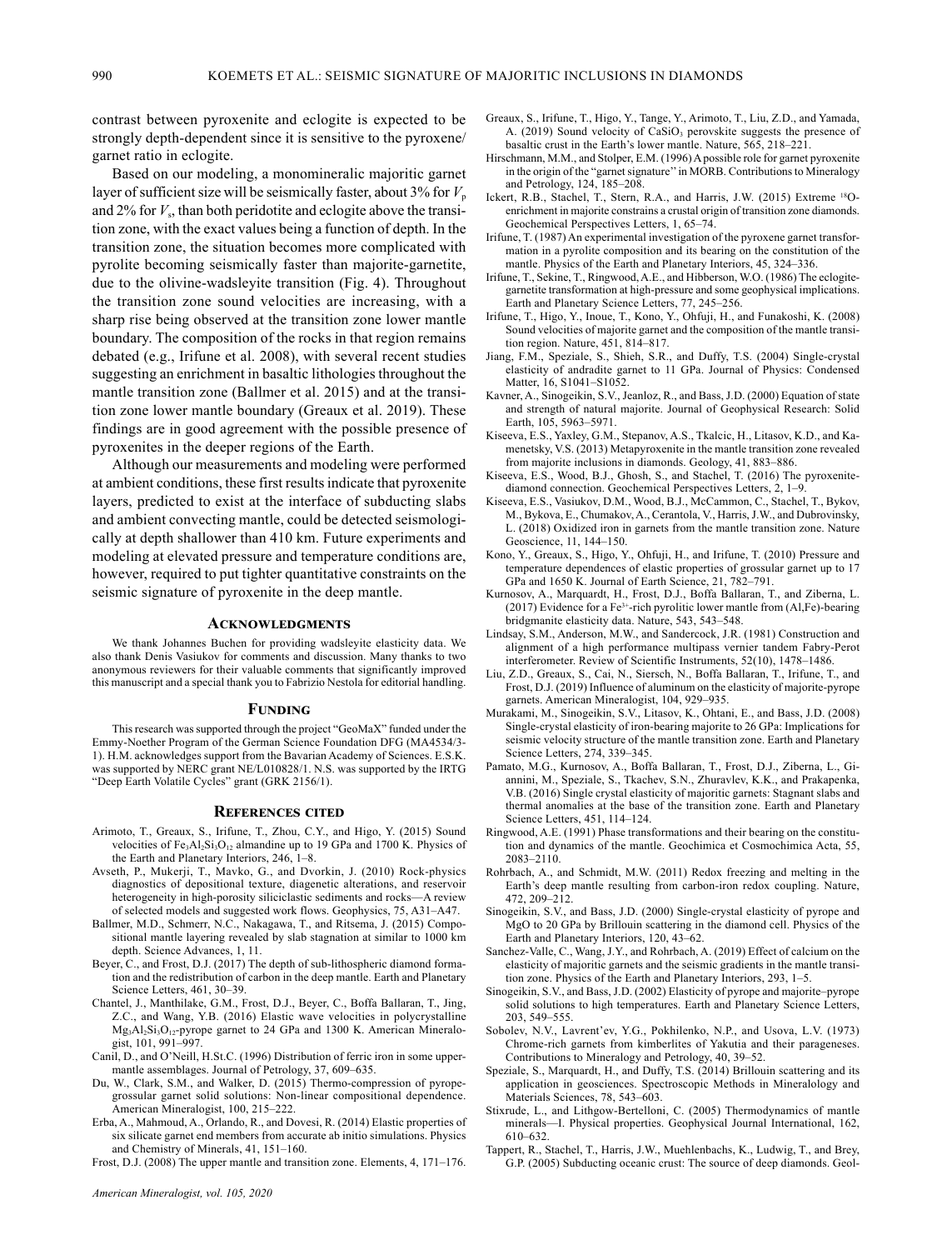contrast between pyroxenite and eclogite is expected to be strongly depth-dependent since it is sensitive to the pyroxene/garnet ratio in eclogite.

Based on our modeling, a monomineralic majoritic garnet layer of sufficient size will be seismically faster, about 3% for $V_p$ and 2% for $V_s$, than both peridotite and eclogite above the transition zone, with the exact values being a function of depth. In the transition zone, the situation becomes more complicated with pyrolite becoming seismically faster than majorite-garnetite, due to the olivine-wadsleyite transition (Fig. 4). Throughout the transition zone sound velocities are increasing, with a sharp rise being observed at the transition zone lower mantle boundary. The composition of the rocks in that region remains debated (e.g., Irifune et al. 2008), with several recent studies suggesting an enrichment in basaltic lithologies throughout the mantle transition zone (Ballmer et al. 2015) and at the transition zone lower mantle boundary (Greaux et al. 2019). These findings are in good agreement with the possible presence of pyroxenites in the deeper regions of the Earth.

Although our measurements and modeling were performed at ambient conditions, these first results indicate that pyroxenite layers, predicted to exist at the interface of subducting slabs and ambient convecting mantle, could be detected seismologically at depth shallower than 410 km. Future experiments and modeling at elevated pressure and temperature conditions are, however, required to put tighter quantitative constraints on the seismic signature of pyroxenite in the deep mantle.

## Acknowledgments

We thank Johannes Buchen for providing wadsleyite elasticity data. We also thank Denis Vasiukov for comments and discussion. Many thanks to two anonymous reviewers for their valuable comments that significantly improved this manuscript and a special thank you to Fabrizio Nestola for editorial handling.

## Funding

This research was supported through the project "GeoMaX" funded under the Emmy-Noether Program of the German Science Foundation DFG (MA4534/3-1). H.M. acknowledges support from the Bavarian Academy of Sciences. E.S.K. was supported by NERC grant NE/L010828/1. N.S. was supported by the IRTG "Deep Earth Volatile Cycles" grant (GRK 2156/1).

## References cited

Arimoto, T., Greaux, S., Irifune, T., Zhou, C.Y., and Higo, Y. (2015) Sound velocities of $Fe_3Al_2Si_3O_{12}$ almandine up to 19 GPa and 1700 K. Physics of the Earth and Planetary Interiors, 246, 1–8.

Avseth, P., Mukerji, T., Mavko, G., and Dvorkin, J. (2010) Rock-physics diagnostics of depositional texture, diagenetic alterations, and reservoir heterogeneity in high-porosity siliciclastic sediments and rocks—A review of selected models and suggested work flows. Geophysics, 75, A31–A47.

Ballmer, M.D., Schmerr, N.C., Nakagawa, T., and Ritsema, J. (2015) Compositional mantle layering revealed by slab stagnation at similar to 1000 km depth. Science Advances, 1, 11.

Beyer, C., and Frost, D.J. (2017) The depth of sub-lithospheric diamond formation and the redistribution of carbon in the deep mantle. Earth and Planetary Science Letters, 461, 30–39.

Chantel, J., Manthilake, G.M., Frost, D.J., Beyer, C., Boffa Ballaran, T., Jing, Z.C., and Wang, Y.B. (2016) Elastic wave velocities in polycrystalline $Mg_3Al_2Si_3O_{12}$-pyrope garnet to 24 GPa and 1300 K. American Mineralogist, 101, 991–997.

Canil, D., and O'Neill, H.St.C. (1996) Distribution of ferric iron in some upper-mantle assemblages. Journal of Petrology, 37, 609–635.

Du, W., Clark, S.M., and Walker, D. (2015) Thermo-compression of pyrope-grossular garnet solid solutions: Non-linear compositional dependence. American Mineralogist, 100, 215–222.

Erba, A., Mahmoud, A., Orlando, R., and Dovesi, R. (2014) Elastic properties of six silicate garnet end members from accurate ab initio simulations. Physics and Chemistry of Minerals, 41, 151–160.

Frost, D.J. (2008) The upper mantle and transition zone. Elements, 4, 171–176.

Greaux, S., Irifune, T., Higo, Y., Tange, Y., Arimoto, T., Liu, Z.D., and Yamada, A. (2019) Sound velocity of $CaSiO_3$ perovskite suggests the presence of basaltic crust in the Earth's lower mantle. Nature, 565, 218–221.

Hirschmann, M.M., and Stolper, E.M. (1996) A possible role for garnet pyroxenite in the origin of the "garnet signature" in MORB. Contributions to Mineralogy and Petrology, 124, 185–208.

Ickert, R.B., Stachel, T., Stern, R.A., and Harris, J.W. (2015) Extreme $^{18}O$-enrichment in majorite constrains a crustal origin of transition zone diamonds. Geochemical Perspectives Letters, 1, 65–74.

Irifune, T. (1987) An experimental investigation of the pyroxene garnet transformation in a pyrolite composition and its bearing on the constitution of the mantle. Physics of the Earth and Planetary Interiors, 45, 324–336.

Irifune, T., Sekine, T., Ringwood, A.E., and Hibberson, W.O. (1986) The eclogite-garnetite transformation at high-pressure and some geophysical implications. Earth and Planetary Science Letters, 77, 245–256.

Irifune, T., Higo, Y., Inoue, T., Kono, Y., Ohfuji, H., and Funakoshi, K. (2008) Sound velocities of majorite garnet and the composition of the mantle transition region. Nature, 451, 814–817.

Jiang, F.M., Speziale, S., Shieh, S.R., and Duffy, T.S. (2004) Single-crystal elasticity of andradite garnet to 11 GPa. Journal of Physics: Condensed Matter, 16, S1041–S1052.

Kavner, A., Sinogeikin, S.V., Jeanloz, R., and Bass, J.D. (2000) Equation of state and strength of natural majorite. Journal of Geophysical Research: Solid Earth, 105, 5963–5971.

Kiseeva, E.S., Yaxley, G.M., Stepanov, A.S., Tkalcic, H., Litasov, K.D., and Kamenetsky, V.S. (2013) Metapyroxenite in the mantle transition zone revealed from majorite inclusions in diamonds. Geology, 41, 883–886.

Kiseeva, E.S., Wood, B.J., Ghosh, S., and Stachel, T. (2016) The pyroxenite-diamond connection. Geochemical Perspectives Letters, 2, 1–9.

Kiseeva, E.S., Vasiukov, D.M., Wood, B.J., McCammon, C., Stachel, T., Bykov, M., Bykova, E., Chumakov, A., Cerantola, V., Harris, J.W., and Dubrovinsky, L. (2018) Oxidized iron in garnets from the mantle transition zone. Nature Geoscience, 11, 144–150.

Kono, Y., Greaux, S., Higo, Y., Ohfuji, H., and Irifune, T. (2010) Pressure and temperature dependences of elastic properties of grossular garnet up to 17 GPa and 1650 K. Journal of Earth Science, 21, 782–791.

Kurnosov, A., Marquardt, H., Frost, D.J., Boffa Ballaran, T., and Ziberna, L. (2017) Evidence for a $Fe^{3+}$-rich pyrolitic lower mantle from (Al,Fe)-bearing bridgmanite elasticity data. Nature, 543, 543–548.

Lindsay, S.M., Anderson, M.W., and Sandercock, J.R. (1981) Construction and alignment of a high performance multipass vernier tandem Fabry-Perot interferometer. Review of Scientific Instruments, 52(10), 1478–1486.

Liu, Z.D., Greaux, S., Cai, N., Siersch, N., Boffa Ballaran, T., Irifune, T., and Frost, D.J. (2019) Influence of aluminum on the elasticity of majorite-pyrope garnets. American Mineralogist, 104, 929–935.

Murakami, M., Sinogeikin, S.V., Litasov, K., Ohtani, E., and Bass, J.D. (2008) Single-crystal elasticity of iron-bearing majorite to 26 GPa: Implications for seismic velocity structure of the mantle transition zone. Earth and Planetary Science Letters, 274, 339–345.

Pamato, M.G., Kurnosov, A., Boffa Ballaran, T., Frost, D.J., Ziberna, L., Giannini, M., Speziale, S., Tkachev, S.N., Zhuravlev, K.K., and Prakapenka, V.B. (2016) Single crystal elasticity of majoritic garnets: Stagnant slabs and thermal anomalies at the base of the transition zone. Earth and Planetary Science Letters, 451, 114–124.

Ringwood, A.E. (1991) Phase transformations and their bearing on the constitution and dynamics of the mantle. Geochimica et Cosmochimica Acta, 55, 2083–2110.

Rohrbach, A., and Schmidt, M.W. (2011) Redox freezing and melting in the Earth's deep mantle resulting from carbon-iron redox coupling. Nature, 472, 209–212.

Sinogeikin, S.V., and Bass, J.D. (2000) Single-crystal elasticity of pyrope and MgO to 20 GPa by Brillouin scattering in the diamond cell. Physics of the Earth and Planetary Interiors, 120, 43–62.

Sanchez-Valle, C., Wang, J.Y., and Rohrbach, A. (2019) Effect of calcium on the elasticity of majoritic garnets and the seismic gradients in the mantle transition zone. Physics of the Earth and Planetary Interiors, 293, 1–5.

Sinogeikin, S.V., and Bass, J.D. (2002) Elasticity of pyrope and majorite–pyrope solid solutions to high temperatures. Earth and Planetary Science Letters, 203, 549–555.

Sobolev, N.V., Lavrent'ev, Y.G., Pokhilenko, N.P., and Usova, L.V. (1973) Chrome-rich garnets from kimberlites of Yakutia and their parageneses. Contributions to Mineralogy and Petrology, 40, 39–52.

Speziale, S., Marquardt, H., and Duffy, T.S. (2014) Brillouin scattering and its application in geosciences. Spectroscopic Methods in Mineralogy and Materials Sciences, 78, 543–603.

Stixrude, L., and Lithgow-Bertelloni, C. (2005) Thermodynamics of mantle minerals—I. Physical properties. Geophysical Journal International, 162, 610–632.

Tappert, R., Stachel, T., Harris, J.W., Muehlenbachs, K., Ludwig, T., and Brey, G.P. (2005) Subducting oceanic crust: The source of deep diamonds. Geol-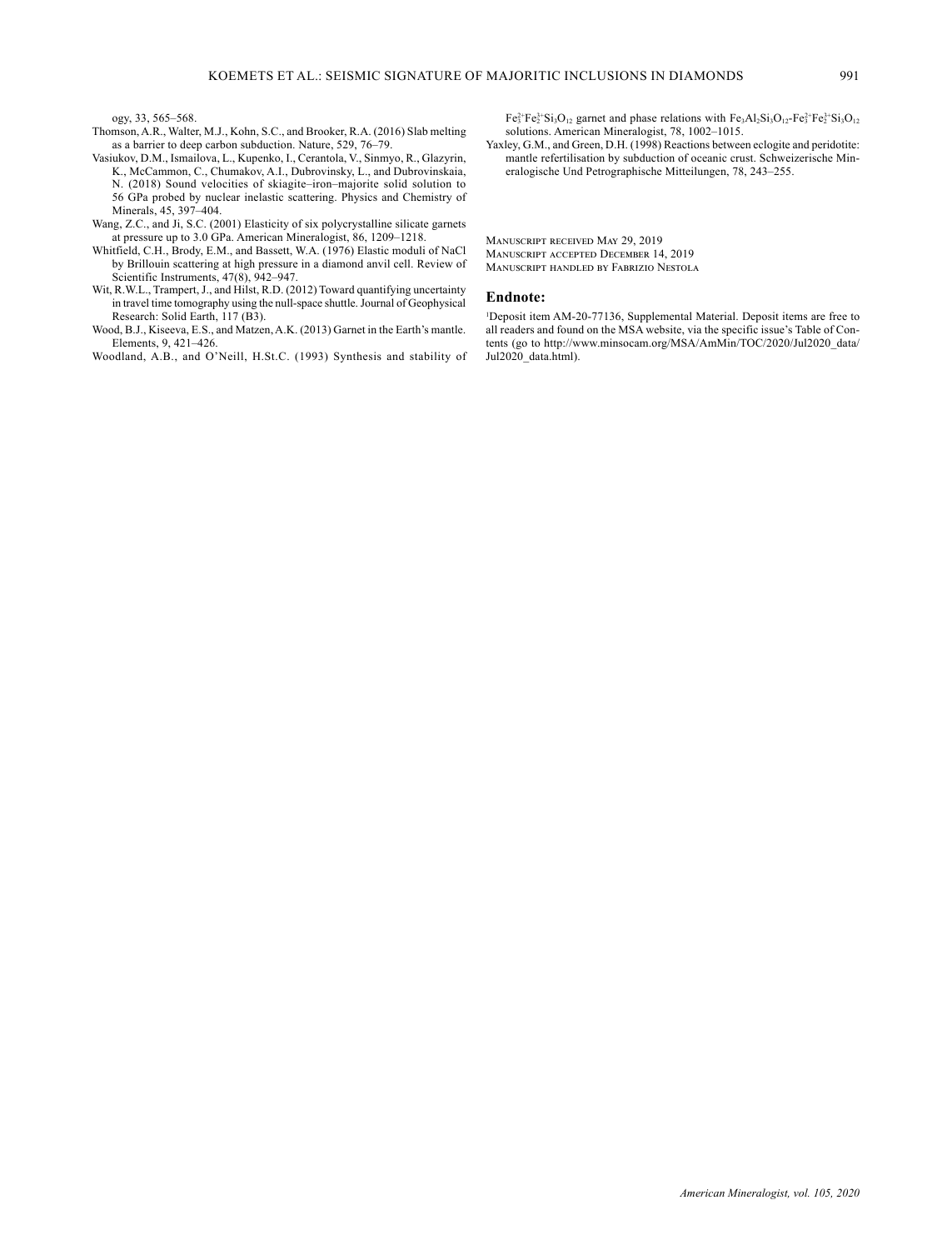ogy, 33, 565–568.

Thomson, A.R., Walter, M.J., Kohn, S.C., and Brooker, R.A. (2016) Slab melting as a barrier to deep carbon subduction. Nature, 529, 76–79.

Vasiukov, D.M., Ismailova, L., Kupenko, I., Cerantola, V., Sinmyo, R., Glazyrin, K., McCammon, C., Chumakov, A.I., Dubrovinsky, L., and Dubrovinskaia, N. (2018) Sound velocities of skiagite–iron–majorite solid solution to 56 GPa probed by nuclear inelastic scattering. Physics and Chemistry of Minerals, 45, 397–404.

Wang, Z.C., and Ji, S.C. (2001) Elasticity of six polycrystalline silicate garnets at pressure up to 3.0 GPa. American Mineralogist, 86, 1209–1218.

Whitfield, C.H., Brody, E.M., and Bassett, W.A. (1976) Elastic moduli of NaCl by Brillouin scattering at high pressure in a diamond anvil cell. Review of Scientific Instruments, 47(8), 942–947.

Wit, R.W.L., Trampert, J., and Hilst, R.D. (2012) Toward quantifying uncertainty in travel time tomography using the null-space shuttle. Journal of Geophysical Research: Solid Earth, 117 (B3).

Wood, B.J., Kiseeva, E.S., and Matzen, A.K. (2013) Garnet in the Earth's mantle. Elements, 9, 421–426.

Woodland, A.B., and O'Neill, H.St.C. (1993) Synthesis and stability of $Fe_3^{2+}Fe_2^{3+}Si_3O_{12}$ garnet and phase relations with $Fe_3Al_2Si_3O_{12}$-$Fe_3^{2+}Fe_2^{3+}Si_3O_{12}$ solutions. American Mineralogist, 78, 1002–1015.

Yaxley, G.M., and Green, D.H. (1998) Reactions between eclogite and peridotite: mantle refertilisation by subduction of oceanic crust. Schweizerische Mineralogische Und Petrographische Mitteilungen, 78, 243–255.

Manuscript received May 29, 2019
Manuscript accepted December 14, 2019
Manuscript handled by Fabrizio Nestola

## Endnote:

[1]Deposit item AM-20-77136, Supplemental Material. Deposit items are free to all readers and found on the MSA website, via the specific issue's Table of Contents (go to http://www.minsocam.org/MSA/AmMin/TOC/2020/Jul2020_data/Jul2020_data.html).